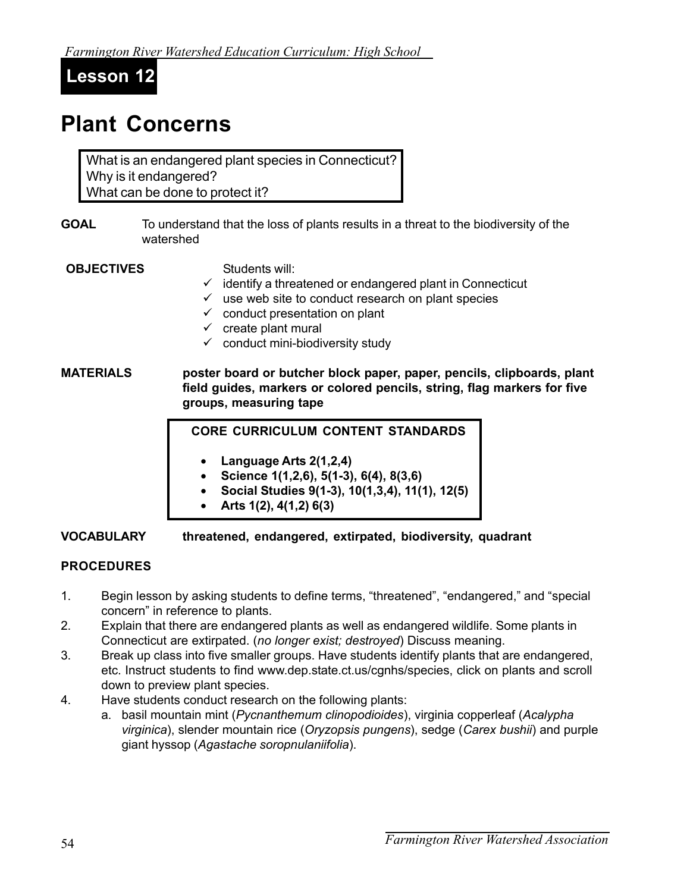# Lesson 12

# Plant Concerns

What is an endangered plant species in Connecticut?
Why is it endangered?
What can be done to protect it?

**GOAL** To understand that the loss of plants results in a threat to the biodiversity of the watershed

**OBJECTIVES** Students will:

- ✓ identify a threatened or endangered plant in Connecticut
- ✓ use web site to conduct research on plant species
- ✓ conduct presentation on plant
- ✓ create plant mural
- ✓ conduct mini-biodiversity study

**MATERIALS** **poster board or butcher block paper, paper, pencils, clipboards, plant field guides, markers or colored pencils, string, flag markers for five groups, measuring tape**

**CORE CURRICULUM CONTENT STANDARDS**

- **Language Arts 2(1,2,4)**
- **Science 1(1,2,6), 5(1-3), 6(4), 8(3,6)**
- **Social Studies 9(1-3), 10(1,3,4), 11(1), 12(5)**
- **Arts 1(2), 4(1,2) 6(3)**

**VOCABULARY** **threatened, endangered, extirpated, biodiversity, quadrant**

**PROCEDURES**

1. Begin lesson by asking students to define terms, "threatened", "endangered," and "special concern" in reference to plants.
2. Explain that there are endangered plants as well as endangered wildlife. Some plants in Connecticut are extirpated. (*no longer exist; destroyed*) Discuss meaning.
3. Break up class into five smaller groups. Have students identify plants that are endangered, etc. Instruct students to find www.dep.state.ct.us/cgnhs/species, click on plants and scroll down to preview plant species.
4. Have students conduct research on the following plants:
   a. basil mountain mint (*Pycnanthemum clinopodioides*), virginia copperleaf (*Acalypha virginica*), slender mountain rice (*Oryzopsis pungens*), sedge (*Carex bushii*) and purple giant hyssop (*Agastache soropnulaniifolia*).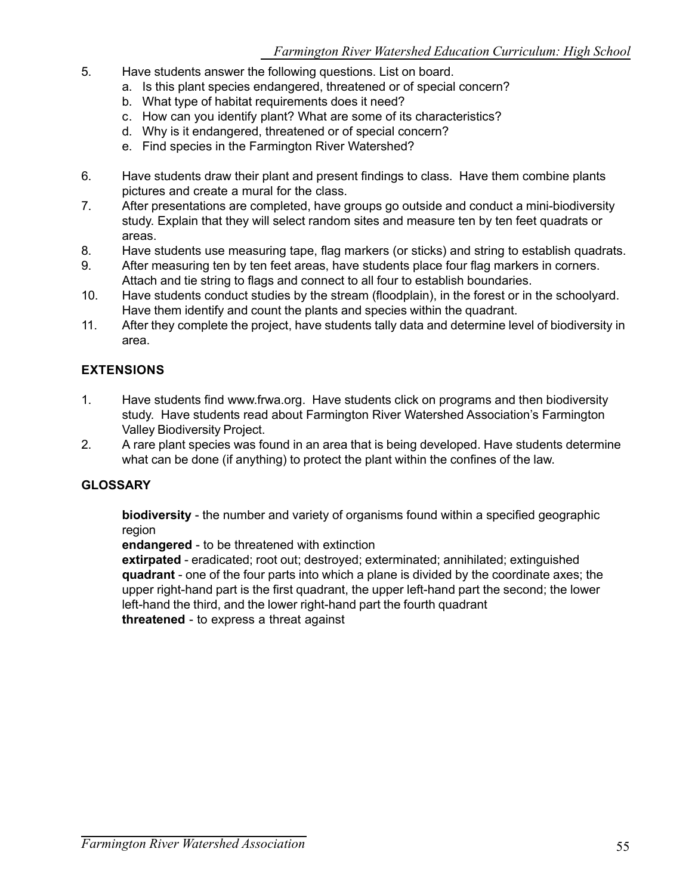5. Have students answer the following questions. List on board.
   a. Is this plant species endangered, threatened or of special concern?
   b. What type of habitat requirements does it need?
   c. How can you identify plant? What are some of its characteristics?
   d. Why is it endangered, threatened or of special concern?
   e. Find species in the Farmington River Watershed?

6. Have students draw their plant and present findings to class. Have them combine plants pictures and create a mural for the class.
7. After presentations are completed, have groups go outside and conduct a mini-biodiversity study. Explain that they will select random sites and measure ten by ten feet quadrats or areas.
8. Have students use measuring tape, flag markers (or sticks) and string to establish quadrats.
9. After measuring ten by ten feet areas, have students place four flag markers in corners. Attach and tie string to flags and connect to all four to establish boundaries.
10. Have students conduct studies by the stream (floodplain), in the forest or in the schoolyard. Have them identify and count the plants and species within the quadrant.
11. After they complete the project, have students tally data and determine level of biodiversity in area.

## EXTENSIONS

1. Have students find www.frwa.org. Have students click on programs and then biodiversity study. Have students read about Farmington River Watershed Association's Farmington Valley Biodiversity Project.
2. A rare plant species was found in an area that is being developed. Have students determine what can be done (if anything) to protect the plant within the confines of the law.

## GLOSSARY

**biodiversity** - the number and variety of organisms found within a specified geographic region

**endangered** - to be threatened with extinction

**extirpated** - eradicated; root out; destroyed; exterminated; annihilated; extinguished

**quadrant** - one of the four parts into which a plane is divided by the coordinate axes; the upper right-hand part is the first quadrant, the upper left-hand part the second; the lower left-hand the third, and the lower right-hand part the fourth quadrant

**threatened** - to express a threat against